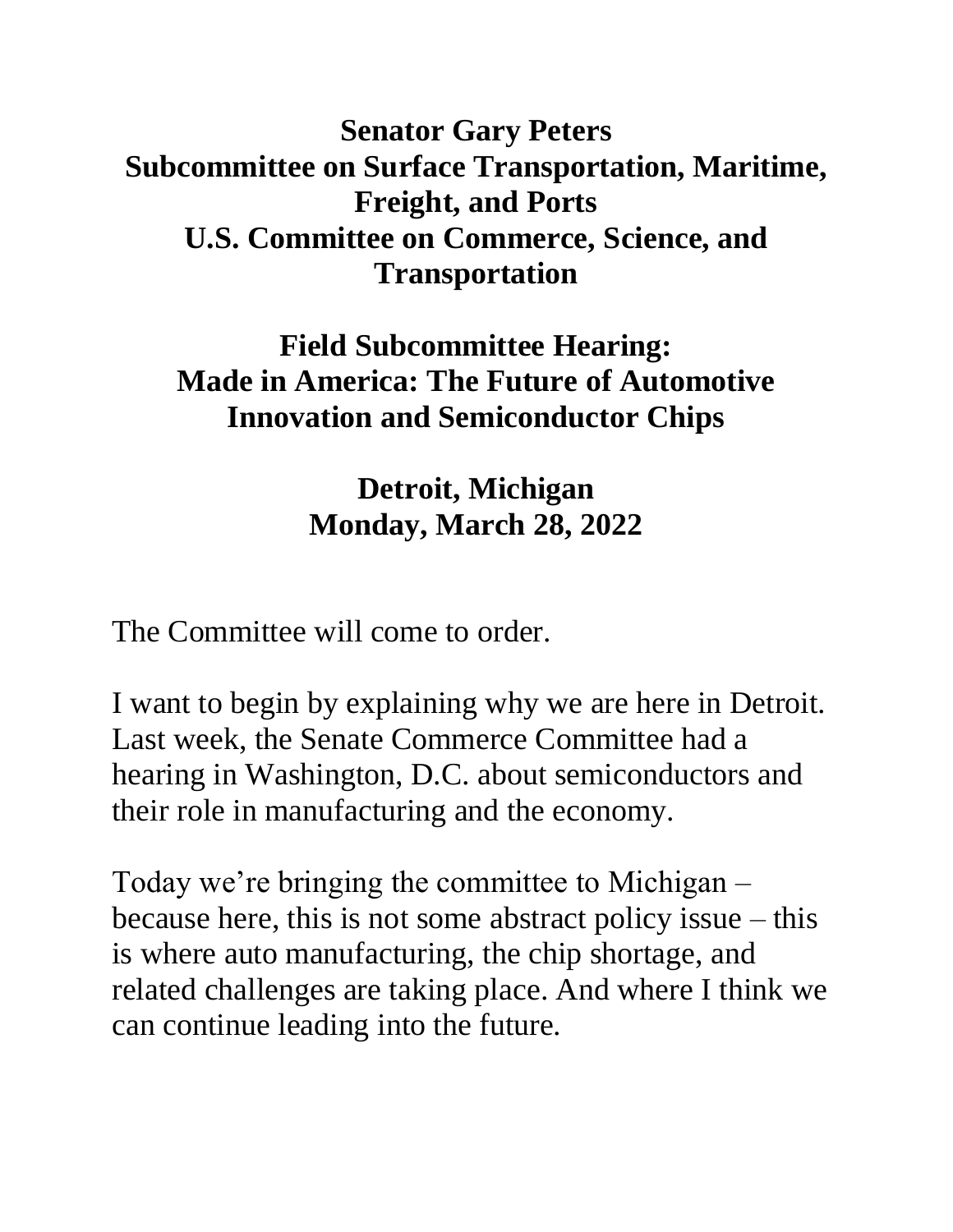**Senator Gary Peters**
**Subcommittee on Surface Transportation, Maritime, Freight, and Ports**
**U.S. Committee on Commerce, Science, and Transportation**

**Field Subcommittee Hearing:**
**Made in America: The Future of Automotive Innovation and Semiconductor Chips**

**Detroit, Michigan**
**Monday, March 28, 2022**

The Committee will come to order.

I want to begin by explaining why we are here in Detroit. Last week, the Senate Commerce Committee had a hearing in Washington, D.C. about semiconductors and their role in manufacturing and the economy.

Today we're bringing the committee to Michigan – because here, this is not some abstract policy issue – this is where auto manufacturing, the chip shortage, and related challenges are taking place. And where I think we can continue leading into the future.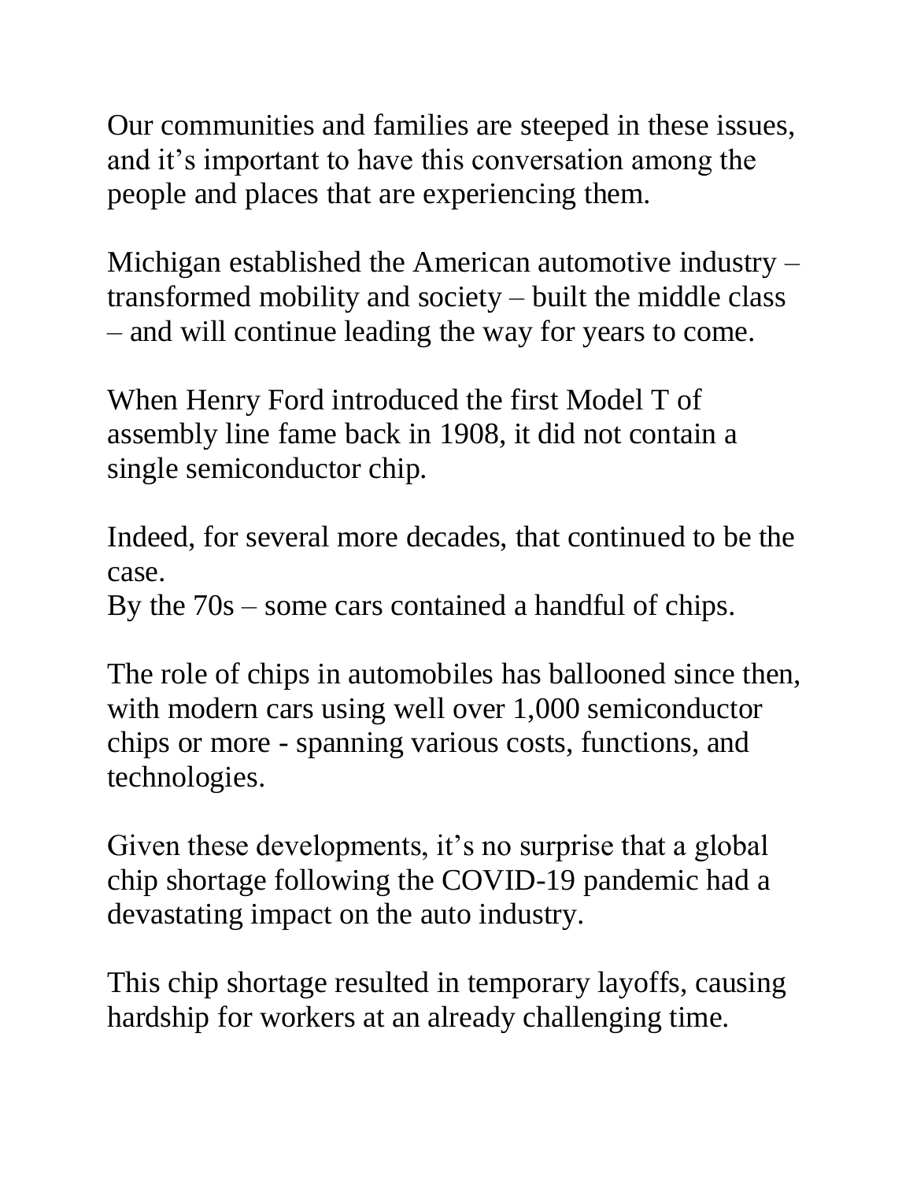Our communities and families are steeped in these issues, and it's important to have this conversation among the people and places that are experiencing them.

Michigan established the American automotive industry – transformed mobility and society – built the middle class – and will continue leading the way for years to come.

When Henry Ford introduced the first Model T of assembly line fame back in 1908, it did not contain a single semiconductor chip.

Indeed, for several more decades, that continued to be the case.
By the 70s – some cars contained a handful of chips.

The role of chips in automobiles has ballooned since then, with modern cars using well over 1,000 semiconductor chips or more - spanning various costs, functions, and technologies.

Given these developments, it's no surprise that a global chip shortage following the COVID-19 pandemic had a devastating impact on the auto industry.

This chip shortage resulted in temporary layoffs, causing hardship for workers at an already challenging time.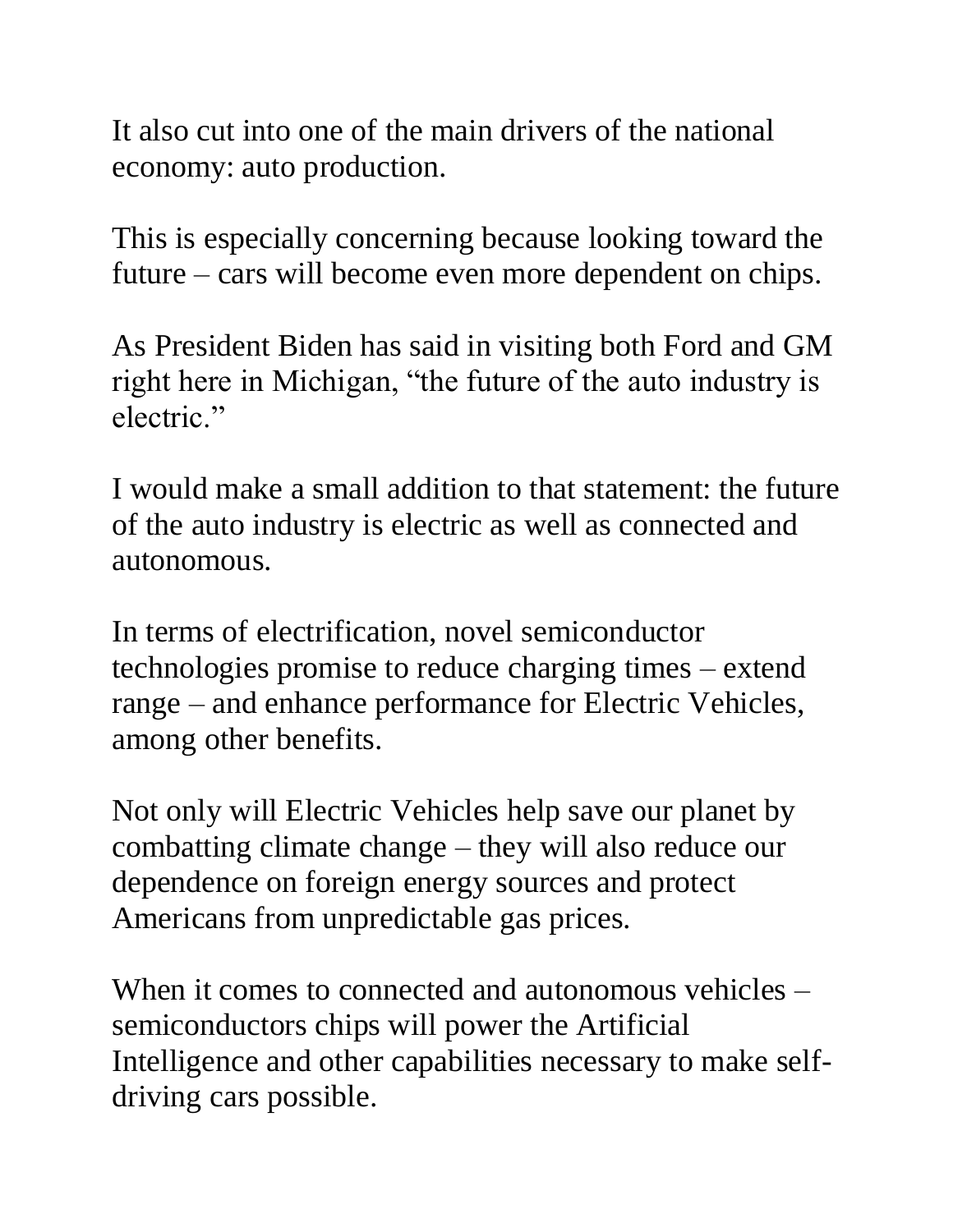It also cut into one of the main drivers of the national economy: auto production.

This is especially concerning because looking toward the future – cars will become even more dependent on chips.

As President Biden has said in visiting both Ford and GM right here in Michigan, "the future of the auto industry is electric."

I would make a small addition to that statement: the future of the auto industry is electric as well as connected and autonomous.

In terms of electrification, novel semiconductor technologies promise to reduce charging times – extend range – and enhance performance for Electric Vehicles, among other benefits.

Not only will Electric Vehicles help save our planet by combatting climate change – they will also reduce our dependence on foreign energy sources and protect Americans from unpredictable gas prices.

When it comes to connected and autonomous vehicles – semiconductors chips will power the Artificial Intelligence and other capabilities necessary to make self-driving cars possible.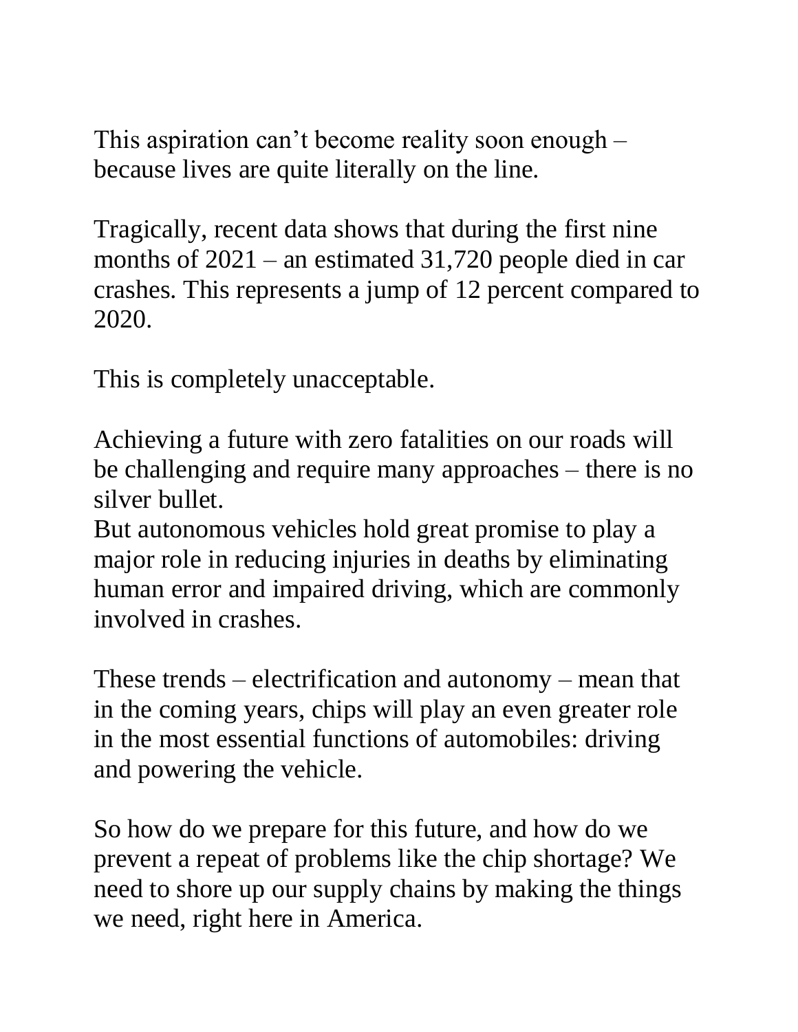This aspiration can't become reality soon enough – because lives are quite literally on the line.

Tragically, recent data shows that during the first nine months of 2021 – an estimated 31,720 people died in car crashes. This represents a jump of 12 percent compared to 2020.

This is completely unacceptable.

Achieving a future with zero fatalities on our roads will be challenging and require many approaches – there is no silver bullet.

But autonomous vehicles hold great promise to play a major role in reducing injuries in deaths by eliminating human error and impaired driving, which are commonly involved in crashes.

These trends – electrification and autonomy – mean that in the coming years, chips will play an even greater role in the most essential functions of automobiles: driving and powering the vehicle.

So how do we prepare for this future, and how do we prevent a repeat of problems like the chip shortage? We need to shore up our supply chains by making the things we need, right here in America.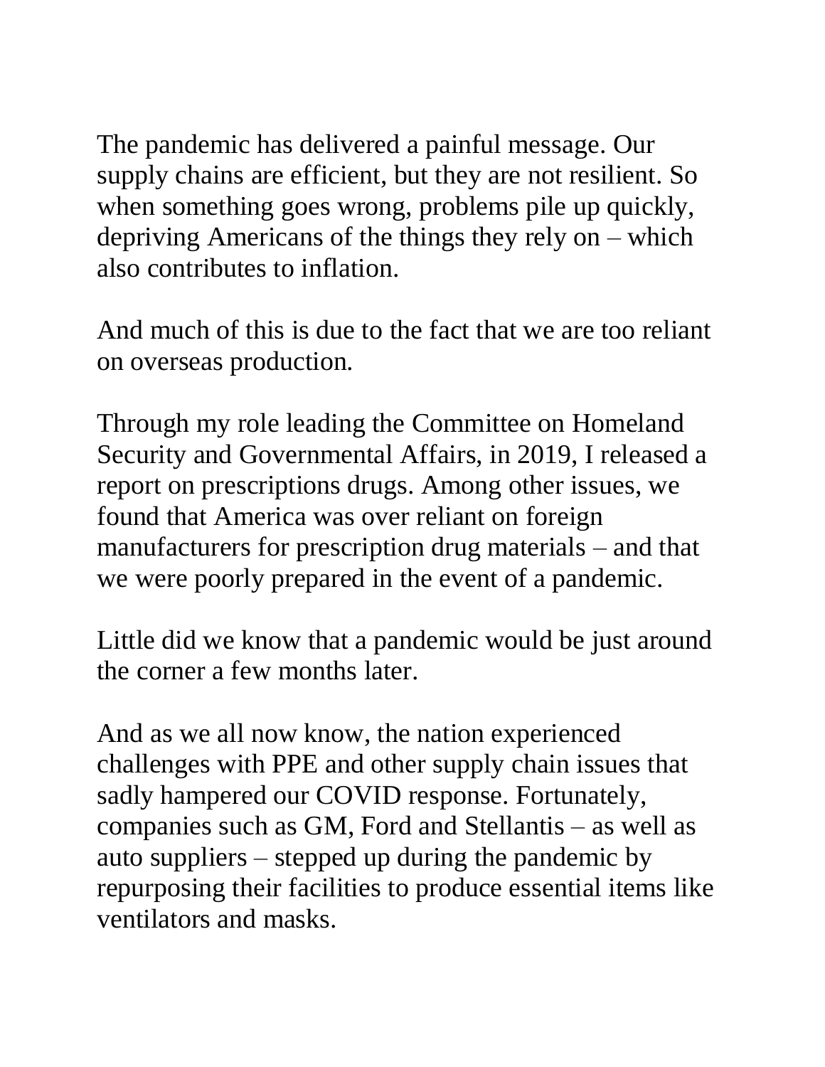The pandemic has delivered a painful message. Our supply chains are efficient, but they are not resilient. So when something goes wrong, problems pile up quickly, depriving Americans of the things they rely on – which also contributes to inflation.

And much of this is due to the fact that we are too reliant on overseas production.

Through my role leading the Committee on Homeland Security and Governmental Affairs, in 2019, I released a report on prescriptions drugs. Among other issues, we found that America was over reliant on foreign manufacturers for prescription drug materials – and that we were poorly prepared in the event of a pandemic.

Little did we know that a pandemic would be just around the corner a few months later.

And as we all now know, the nation experienced challenges with PPE and other supply chain issues that sadly hampered our COVID response. Fortunately, companies such as GM, Ford and Stellantis – as well as auto suppliers – stepped up during the pandemic by repurposing their facilities to produce essential items like ventilators and masks.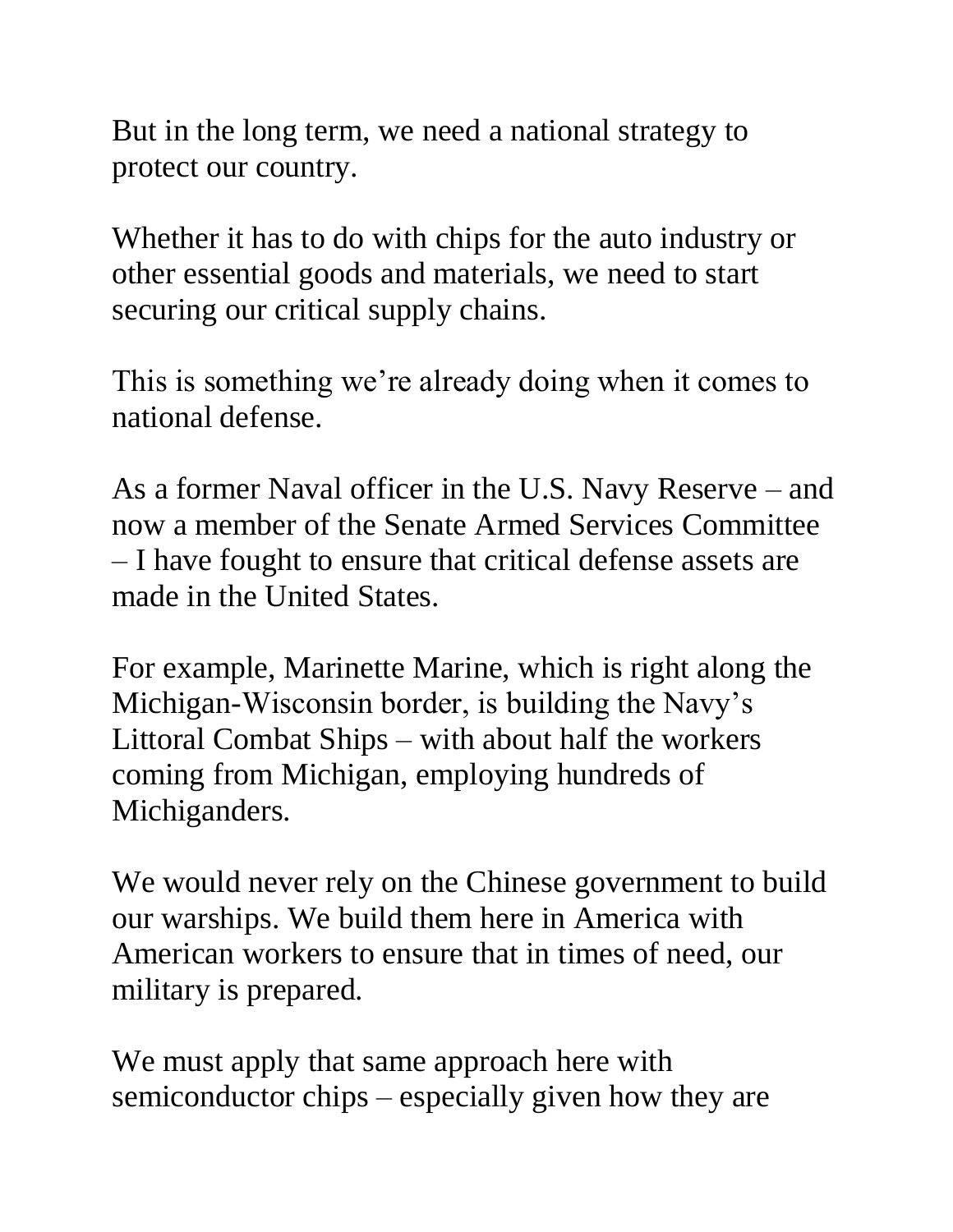But in the long term, we need a national strategy to protect our country.

Whether it has to do with chips for the auto industry or other essential goods and materials, we need to start securing our critical supply chains.

This is something we're already doing when it comes to national defense.

As a former Naval officer in the U.S. Navy Reserve – and now a member of the Senate Armed Services Committee – I have fought to ensure that critical defense assets are made in the United States.

For example, Marinette Marine, which is right along the Michigan-Wisconsin border, is building the Navy's Littoral Combat Ships – with about half the workers coming from Michigan, employing hundreds of Michiganders.

We would never rely on the Chinese government to build our warships. We build them here in America with American workers to ensure that in times of need, our military is prepared.

We must apply that same approach here with semiconductor chips – especially given how they are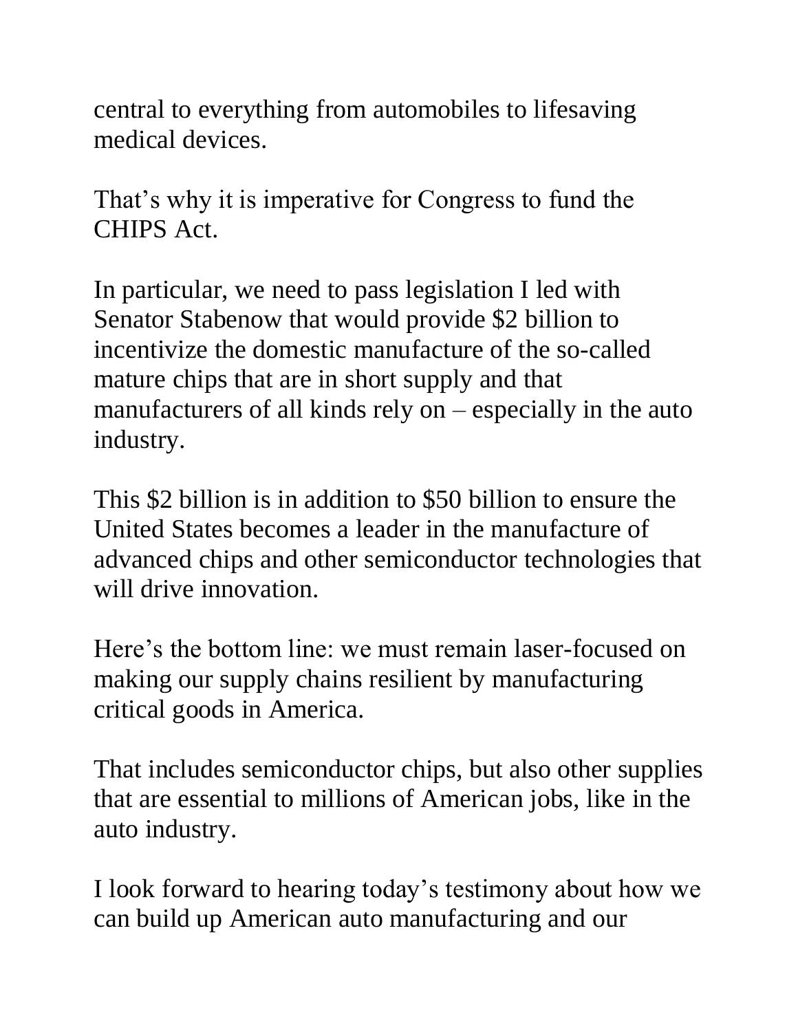central to everything from automobiles to lifesaving medical devices.

That's why it is imperative for Congress to fund the CHIPS Act.

In particular, we need to pass legislation I led with Senator Stabenow that would provide $2 billion to incentivize the domestic manufacture of the so-called mature chips that are in short supply and that manufacturers of all kinds rely on – especially in the auto industry.

This $2 billion is in addition to $50 billion to ensure the United States becomes a leader in the manufacture of advanced chips and other semiconductor technologies that will drive innovation.

Here's the bottom line: we must remain laser-focused on making our supply chains resilient by manufacturing critical goods in America.

That includes semiconductor chips, but also other supplies that are essential to millions of American jobs, like in the auto industry.

I look forward to hearing today's testimony about how we can build up American auto manufacturing and our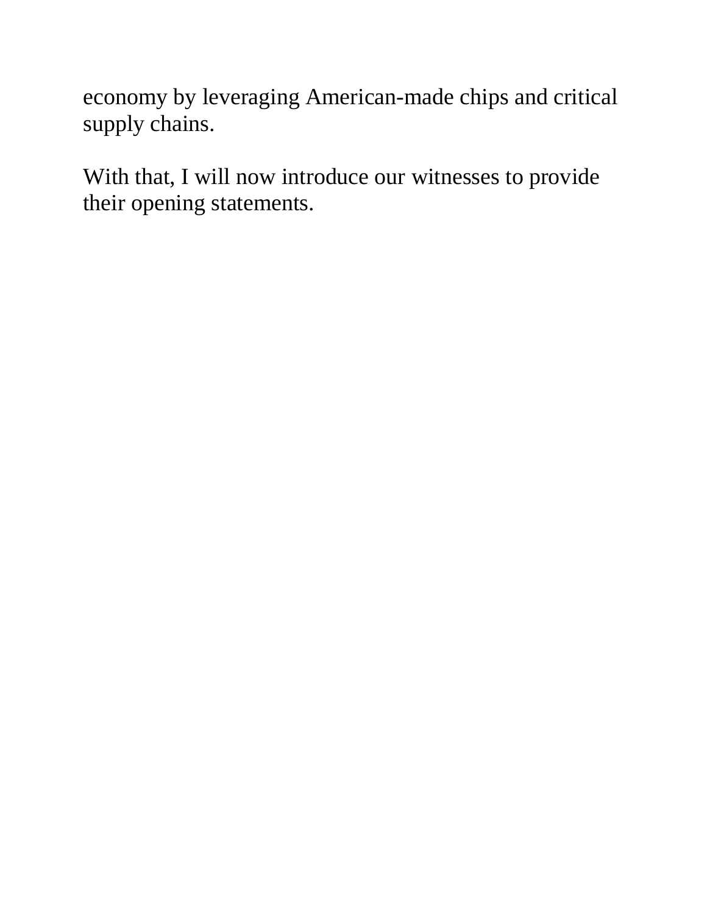economy by leveraging American-made chips and critical supply chains.

With that, I will now introduce our witnesses to provide their opening statements.